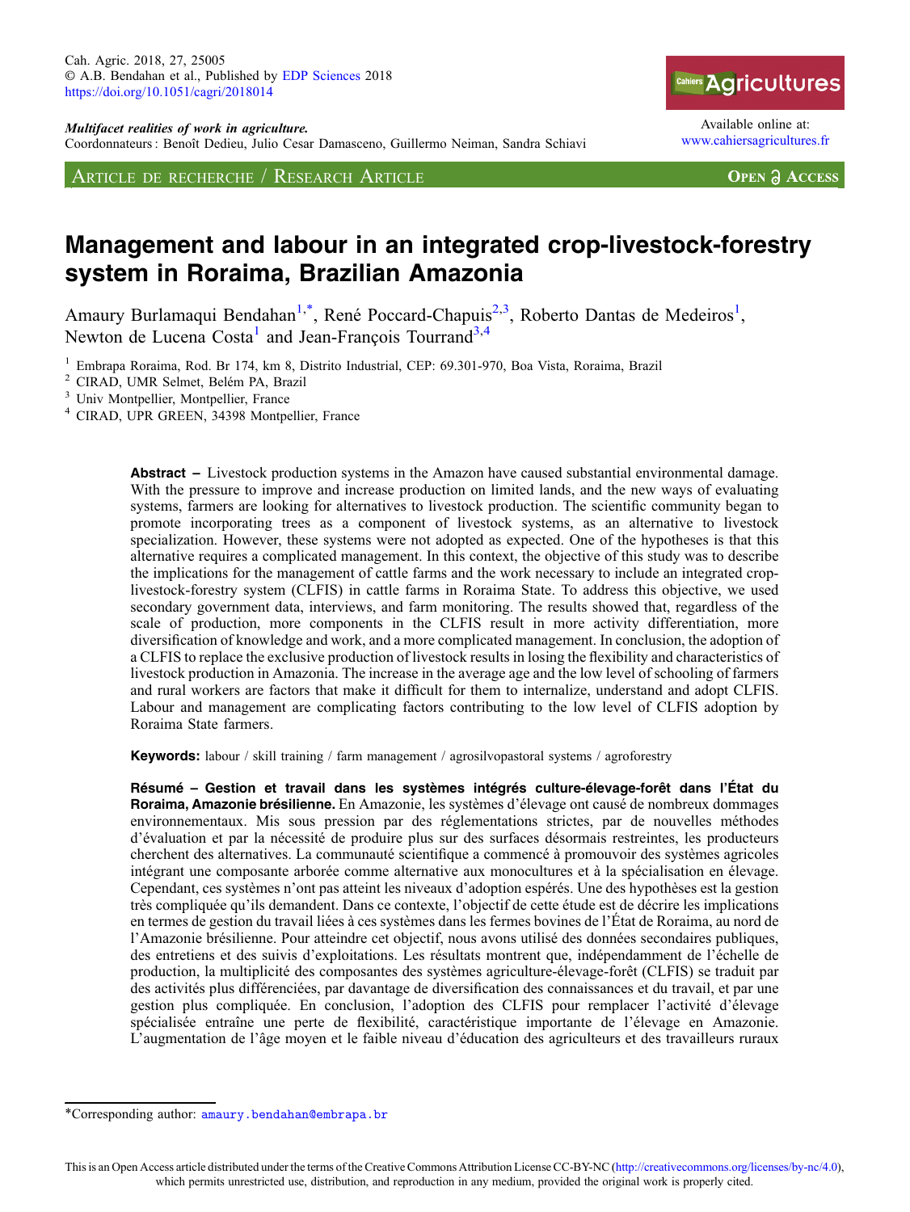Cah. Agric. 2018, 27, 25005
© A.B. Bendahan et al., Published by EDP Sciences 2018
https://doi.org/10.1051/cagri/2018014

*Multifacet realities of work in agriculture.*
Coordonnateurs : Benoît Dedieu, Julio Cesar Damasceno, Guillermo Neiman, Sandra Schiavi

Available online at:
www.cahiersagricultures.fr

ARTICLE DE RECHERCHE / RESEARCH ARTICLE

OPEN ACCESS

# Management and labour in an integrated crop-livestock-forestry system in Roraima, Brazilian Amazonia

Amaury Burlamaqui Bendahan[1,*], René Poccard-Chapuis[2,3], Roberto Dantas de Medeiros[1], Newton de Lucena Costa[1] and Jean-François Tourrand[3,4]

[1] Embrapa Roraima, Rod. Br 174, km 8, Distrito Industrial, CEP: 69.301-970, Boa Vista, Roraima, Brazil
[2] CIRAD, UMR Selmet, Belém PA, Brazil
[3] Univ Montpellier, Montpellier, France
[4] CIRAD, UPR GREEN, 34398 Montpellier, France

**Abstract –** Livestock production systems in the Amazon have caused substantial environmental damage. With the pressure to improve and increase production on limited lands, and the new ways of evaluating systems, farmers are looking for alternatives to livestock production. The scientific community began to promote incorporating trees as a component of livestock systems, as an alternative to livestock specialization. However, these systems were not adopted as expected. One of the hypotheses is that this alternative requires a complicated management. In this context, the objective of this study was to describe the implications for the management of cattle farms and the work necessary to include an integrated crop-livestock-forestry system (CLFIS) in cattle farms in Roraima State. To address this objective, we used secondary government data, interviews, and farm monitoring. The results showed that, regardless of the scale of production, more components in the CLFIS result in more activity differentiation, more diversification of knowledge and work, and a more complicated management. In conclusion, the adoption of a CLFIS to replace the exclusive production of livestock results in losing the flexibility and characteristics of livestock production in Amazonia. The increase in the average age and the low level of schooling of farmers and rural workers are factors that make it difficult for them to internalize, understand and adopt CLFIS. Labour and management are complicating factors contributing to the low level of CLFIS adoption by Roraima State farmers.

**Keywords:** labour / skill training / farm management / agrosilvopastoral systems / agroforestry

**Résumé – Gestion et travail dans les systèmes intégrés culture-élevage-forêt dans l'État du Roraima, Amazonie brésilienne.** En Amazonie, les systèmes d'élevage ont causé de nombreux dommages environnementaux. Mis sous pression par des réglementations strictes, par de nouvelles méthodes d'évaluation et par la nécessité de produire plus sur des surfaces désormais restreintes, les producteurs cherchent des alternatives. La communauté scientifique a commencé à promouvoir des systèmes agricoles intégrant une composante arborée comme alternative aux monocultures et à la spécialisation en élevage. Cependant, ces systèmes n'ont pas atteint les niveaux d'adoption espérés. Une des hypothèses est la gestion très compliquée qu'ils demandent. Dans ce contexte, l'objectif de cette étude est de décrire les implications en termes de gestion du travail liées à ces systèmes dans les fermes bovines de l'État de Roraima, au nord de l'Amazonie brésilienne. Pour atteindre cet objectif, nous avons utilisé des données secondaires publiques, des entretiens et des suivis d'exploitations. Les résultats montrent que, indépendamment de l'échelle de production, la multiplicité des composantes des systèmes agriculture-élevage-forêt (CLFIS) se traduit par des activités plus différenciées, par davantage de diversification des connaissances et du travail, et par une gestion plus compliquée. En conclusion, l'adoption des CLFIS pour remplacer l'activité d'élevage spécialisée entraîne une perte de flexibilité, caractéristique importante de l'élevage en Amazonie. L'augmentation de l'âge moyen et le faible niveau d'éducation des agriculteurs et des travailleurs ruraux

*Corresponding author: amaury.bendahan@embrapa.br

This is an Open Access article distributed under the terms of the Creative Commons Attribution License CC-BY-NC (http://creativecommons.org/licenses/by-nc/4.0), which permits unrestricted use, distribution, and reproduction in any medium, provided the original work is properly cited.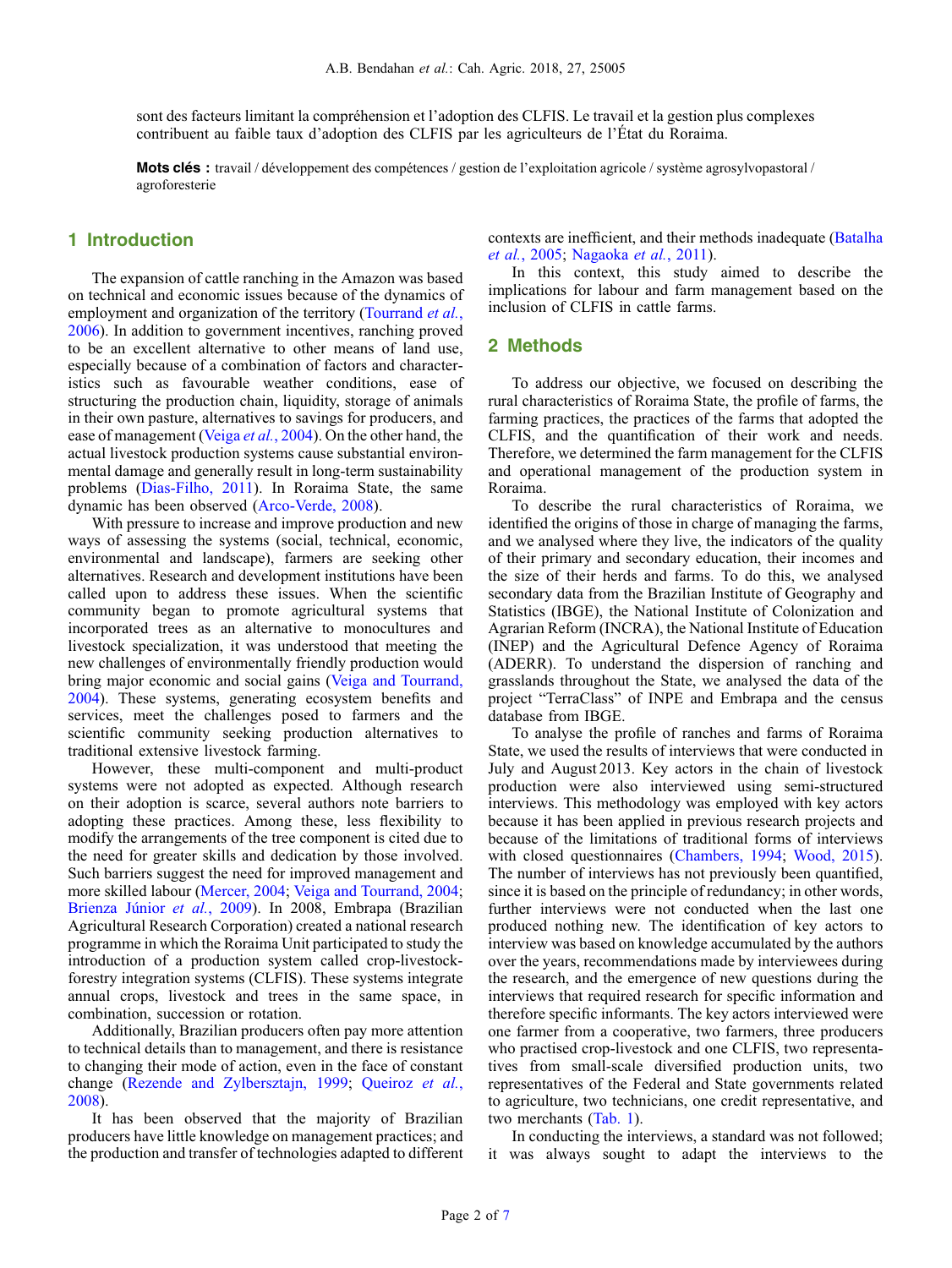sont des facteurs limitant la compréhension et l'adoption des CLFIS. Le travail et la gestion plus complexes contribuent au faible taux d'adoption des CLFIS par les agriculteurs de l'État du Roraima.

**Mots clés :** travail / développement des compétences / gestion de l'exploitation agricole / système agrosylvopastoral / agroforesterie

## 1 Introduction

The expansion of cattle ranching in the Amazon was based on technical and economic issues because of the dynamics of employment and organization of the territory (Tourrand *et al.*, 2006). In addition to government incentives, ranching proved to be an excellent alternative to other means of land use, especially because of a combination of factors and characteristics such as favourable weather conditions, ease of structuring the production chain, liquidity, storage of animals in their own pasture, alternatives to savings for producers, and ease of management (Veiga *et al.*, 2004). On the other hand, the actual livestock production systems cause substantial environmental damage and generally result in long-term sustainability problems (Dias-Filho, 2011). In Roraima State, the same dynamic has been observed (Arco-Verde, 2008).

With pressure to increase and improve production and new ways of assessing the systems (social, technical, economic, environmental and landscape), farmers are seeking other alternatives. Research and development institutions have been called upon to address these issues. When the scientific community began to promote agricultural systems that incorporated trees as an alternative to monocultures and livestock specialization, it was understood that meeting the new challenges of environmentally friendly production would bring major economic and social gains (Veiga and Tourrand, 2004). These systems, generating ecosystem benefits and services, meet the challenges posed to farmers and the scientific community seeking production alternatives to traditional extensive livestock farming.

However, these multi-component and multi-product systems were not adopted as expected. Although research on their adoption is scarce, several authors note barriers to adopting these practices. Among these, less flexibility to modify the arrangements of the tree component is cited due to the need for greater skills and dedication by those involved. Such barriers suggest the need for improved management and more skilled labour (Mercer, 2004; Veiga and Tourrand, 2004; Brienza Júnior *et al.*, 2009). In 2008, Embrapa (Brazilian Agricultural Research Corporation) created a national research programme in which the Roraima Unit participated to study the introduction of a production system called crop-livestock-forestry integration systems (CLFIS). These systems integrate annual crops, livestock and trees in the same space, in combination, succession or rotation.

Additionally, Brazilian producers often pay more attention to technical details than to management, and there is resistance to changing their mode of action, even in the face of constant change (Rezende and Zylbersztajn, 1999; Queiroz *et al.*, 2008).

It has been observed that the majority of Brazilian producers have little knowledge on management practices; and the production and transfer of technologies adapted to different contexts are inefficient, and their methods inadequate (Batalha *et al.*, 2005; Nagaoka *et al.*, 2011).

In this context, this study aimed to describe the implications for labour and farm management based on the inclusion of CLFIS in cattle farms.

## 2 Methods

To address our objective, we focused on describing the rural characteristics of Roraima State, the profile of farms, the farming practices, the practices of the farms that adopted the CLFIS, and the quantification of their work and needs. Therefore, we determined the farm management for the CLFIS and operational management of the production system in Roraima.

To describe the rural characteristics of Roraima, we identified the origins of those in charge of managing the farms, and we analysed where they live, the indicators of the quality of their primary and secondary education, their incomes and the size of their herds and farms. To do this, we analysed secondary data from the Brazilian Institute of Geography and Statistics (IBGE), the National Institute of Colonization and Agrarian Reform (INCRA), the National Institute of Education (INEP) and the Agricultural Defence Agency of Roraima (ADERR). To understand the dispersion of ranching and grasslands throughout the State, we analysed the data of the project "TerraClass" of INPE and Embrapa and the census database from IBGE.

To analyse the profile of ranches and farms of Roraima State, we used the results of interviews that were conducted in July and August 2013. Key actors in the chain of livestock production were also interviewed using semi-structured interviews. This methodology was employed with key actors because it has been applied in previous research projects and because of the limitations of traditional forms of interviews with closed questionnaires (Chambers, 1994; Wood, 2015). The number of interviews has not previously been quantified, since it is based on the principle of redundancy; in other words, further interviews were not conducted when the last one produced nothing new. The identification of key actors to interview was based on knowledge accumulated by the authors over the years, recommendations made by interviewees during the research, and the emergence of new questions during the interviews that required research for specific information and therefore specific informants. The key actors interviewed were one farmer from a cooperative, two farmers, three producers who practised crop-livestock and one CLFIS, two representatives from small-scale diversified production units, two representatives of the Federal and State governments related to agriculture, two technicians, one credit representative, and two merchants (Tab. 1).

In conducting the interviews, a standard was not followed; it was always sought to adapt the interviews to the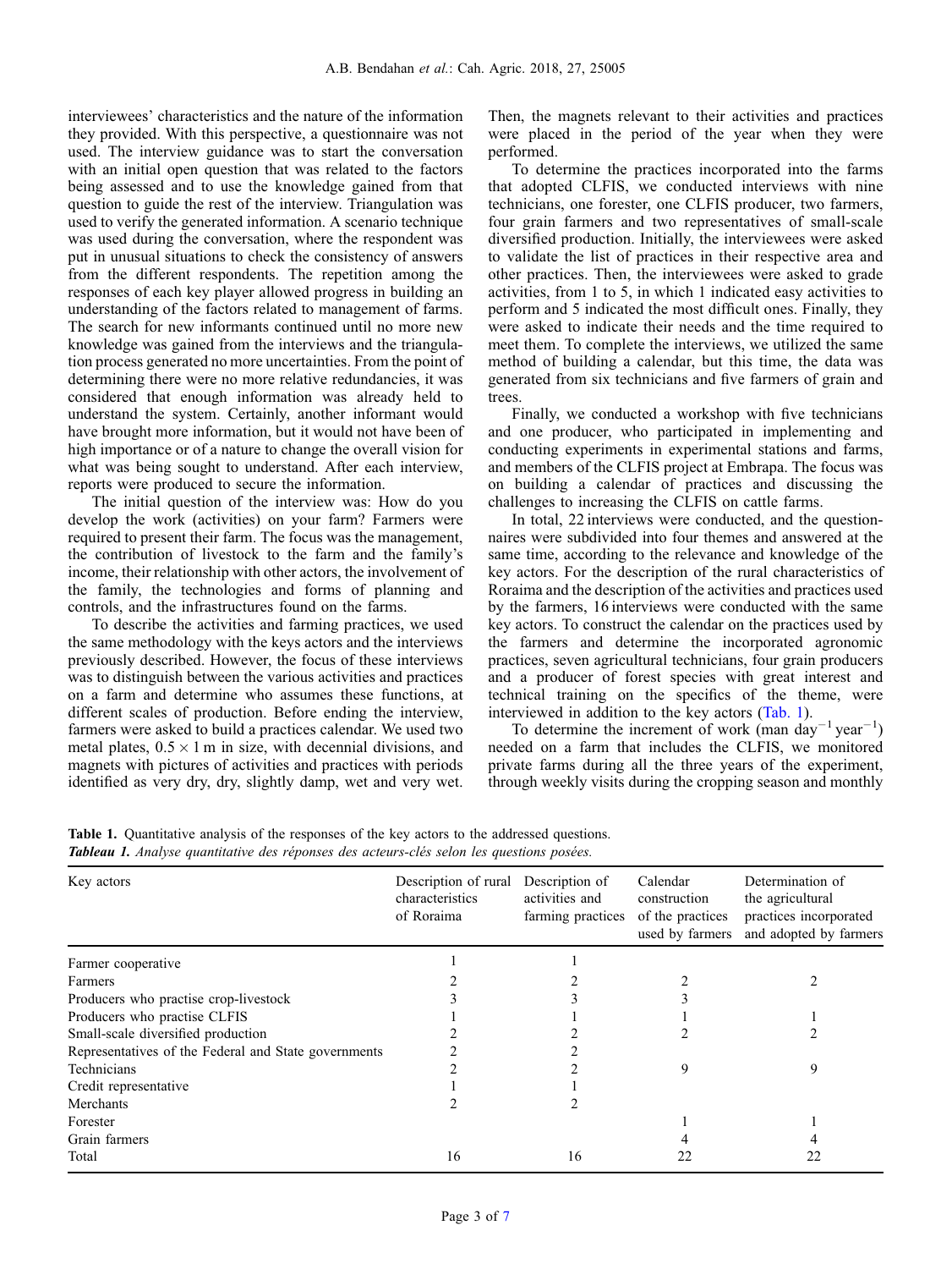interviewees' characteristics and the nature of the information they provided. With this perspective, a questionnaire was not used. The interview guidance was to start the conversation with an initial open question that was related to the factors being assessed and to use the knowledge gained from that question to guide the rest of the interview. Triangulation was used to verify the generated information. A scenario technique was used during the conversation, where the respondent was put in unusual situations to check the consistency of answers from the different respondents. The repetition among the responses of each key player allowed progress in building an understanding of the factors related to management of farms. The search for new informants continued until no more new knowledge was gained from the interviews and the triangulation process generated no more uncertainties. From the point of determining there were no more relative redundancies, it was considered that enough information was already held to understand the system. Certainly, another informant would have brought more information, but it would not have been of high importance or of a nature to change the overall vision for what was being sought to understand. After each interview, reports were produced to secure the information.

The initial question of the interview was: How do you develop the work (activities) on your farm? Farmers were required to present their farm. The focus was the management, the contribution of livestock to the farm and the family's income, their relationship with other actors, the involvement of the family, the technologies and forms of planning and controls, and the infrastructures found on the farms.

To describe the activities and farming practices, we used the same methodology with the keys actors and the interviews previously described. However, the focus of these interviews was to distinguish between the various activities and practices on a farm and determine who assumes these functions, at different scales of production. Before ending the interview, farmers were asked to build a practices calendar. We used two metal plates, $0.5 \times 1$ m in size, with decennial divisions, and magnets with pictures of activities and practices with periods identified as very dry, dry, slightly damp, wet and very wet. Then, the magnets relevant to their activities and practices were placed in the period of the year when they were performed.

To determine the practices incorporated into the farms that adopted CLFIS, we conducted interviews with nine technicians, one forester, one CLFIS producer, two farmers, four grain farmers and two representatives of small-scale diversified production. Initially, the interviewees were asked to validate the list of practices in their respective area and other practices. Then, the interviewees were asked to grade activities, from 1 to 5, in which 1 indicated easy activities to perform and 5 indicated the most difficult ones. Finally, they were asked to indicate their needs and the time required to meet them. To complete the interviews, we utilized the same method of building a calendar, but this time, the data was generated from six technicians and five farmers of grain and trees.

Finally, we conducted a workshop with five technicians and one producer, who participated in implementing and conducting experiments in experimental stations and farms, and members of the CLFIS project at Embrapa. The focus was on building a calendar of practices and discussing the challenges to increasing the CLFIS on cattle farms.

In total, 22 interviews were conducted, and the questionnaires were subdivided into four themes and answered at the same time, according to the relevance and knowledge of the key actors. For the description of the rural characteristics of Roraima and the description of the activities and practices used by the farmers, 16 interviews were conducted with the same key actors. To construct the calendar on the practices used by the farmers and determine the incorporated agronomic practices, seven agricultural technicians, four grain producers and a producer of forest species with great interest and technical training on the specifics of the theme, were interviewed in addition to the key actors (Tab. 1).

To determine the increment of work (man $\text{day}^{-1}\,\text{year}^{-1}$) needed on a farm that includes the CLFIS, we monitored private farms during all the three years of the experiment, through weekly visits during the cropping season and monthly

**Table 1.** Quantitative analysis of the responses of the key actors to the addressed questions.
***Tableau 1.*** *Analyse quantitative des réponses des acteurs-clés selon les questions posées.*

| Key actors | Description of rural characteristics of Roraima | Description of activities and farming practices | Calendar construction of the practices used by farmers | Determination of the agricultural practices incorporated and adopted by farmers |
|---|---|---|---|---|
| Farmer cooperative | 1 | 1 | | |
| Farmers | 2 | 2 | 2 | 2 |
| Producers who practise crop-livestock | 3 | 3 | 3 | |
| Producers who practise CLFIS | 1 | 1 | 1 | 1 |
| Small-scale diversified production | 2 | 2 | 2 | 2 |
| Representatives of the Federal and State governments | 2 | 2 | | |
| Technicians | 2 | 2 | 9 | 9 |
| Credit representative | 1 | 1 | | |
| Merchants | 2 | 2 | | |
| Forester | | | 1 | 1 |
| Grain farmers | | | 4 | 4 |
| Total | 16 | 16 | 22 | 22 |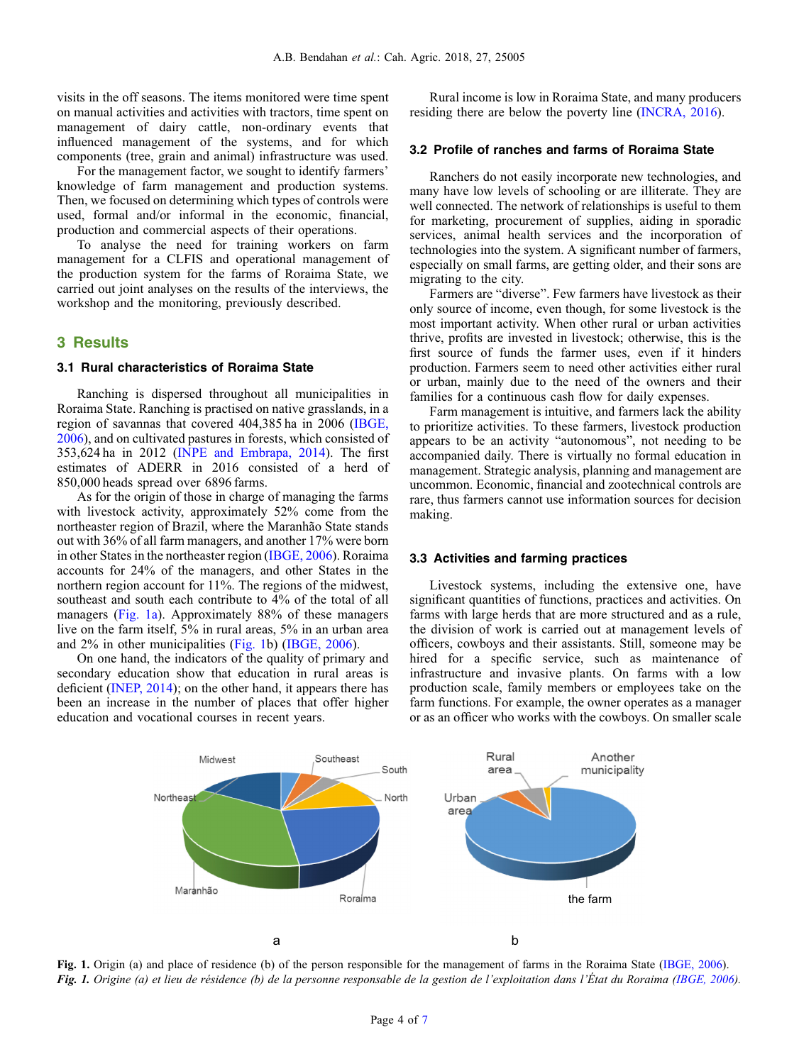visits in the off seasons. The items monitored were time spent on manual activities and activities with tractors, time spent on management of dairy cattle, non-ordinary events that influenced management of the systems, and for which components (tree, grain and animal) infrastructure was used.

For the management factor, we sought to identify farmers' knowledge of farm management and production systems. Then, we focused on determining which types of controls were used, formal and/or informal in the economic, financial, production and commercial aspects of their operations.

To analyse the need for training workers on farm management for a CLFIS and operational management of the production system for the farms of Roraima State, we carried out joint analyses on the results of the interviews, the workshop and the monitoring, previously described.

## 3 Results

### 3.1 Rural characteristics of Roraima State

Ranching is dispersed throughout all municipalities in Roraima State. Ranching is practised on native grasslands, in a region of savannas that covered 404,385 ha in 2006 (IBGE, 2006), and on cultivated pastures in forests, which consisted of 353,624 ha in 2012 (INPE and Embrapa, 2014). The first estimates of ADERR in 2016 consisted of a herd of 850,000 heads spread over 6896 farms.

As for the origin of those in charge of managing the farms with livestock activity, approximately 52% come from the northeaster region of Brazil, where the Maranhão State stands out with 36% of all farm managers, and another 17% were born in other States in the northeaster region (IBGE, 2006). Roraima accounts for 24% of the managers, and other States in the northern region account for 11%. The regions of the midwest, southeast and south each contribute to 4% of the total of all managers (Fig. 1a). Approximately 88% of these managers live on the farm itself, 5% in rural areas, 5% in an urban area and 2% in other municipalities (Fig. 1b) (IBGE, 2006).

On one hand, the indicators of the quality of primary and secondary education show that education in rural areas is deficient (INEP, 2014); on the other hand, it appears there has been an increase in the number of places that offer higher education and vocational courses in recent years.

Rural income is low in Roraima State, and many producers residing there are below the poverty line (INCRA, 2016).

### 3.2 Profile of ranches and farms of Roraima State

Ranchers do not easily incorporate new technologies, and many have low levels of schooling or are illiterate. They are well connected. The network of relationships is useful to them for marketing, procurement of supplies, aiding in sporadic services, animal health services and the incorporation of technologies into the system. A significant number of farmers, especially on small farms, are getting older, and their sons are migrating to the city.

Farmers are "diverse". Few farmers have livestock as their only source of income, even though, for some livestock is the most important activity. When other rural or urban activities thrive, profits are invested in livestock; otherwise, this is the first source of funds the farmer uses, even if it hinders production. Farmers seem to need other activities either rural or urban, mainly due to the need of the owners and their families for a continuous cash flow for daily expenses.

Farm management is intuitive, and farmers lack the ability to prioritize activities. To these farmers, livestock production appears to be an activity "autonomous", not needing to be accompanied daily. There is virtually no formal education in management. Strategic analysis, planning and management are uncommon. Economic, financial and zootechnical controls are rare, thus farmers cannot use information sources for decision making.

### 3.3 Activities and farming practices

Livestock systems, including the extensive one, have significant quantities of functions, practices and activities. On farms with large herds that are more structured and as a rule, the division of work is carried out at management levels of officers, cowboys and their assistants. Still, someone may be hired for a specific service, such as maintenance of infrastructure and invasive plants. On farms with a low production scale, family members or employees take on the farm functions. For example, the owner operates as a manager or as an officer who works with the cowboys. On smaller scale

**Fig. 1.** Origin (a) and place of residence (b) of the person responsible for the management of farms in the Roraima State (IBGE, 2006).

***Fig. 1.*** *Origine (a) et lieu de résidence (b) de la personne responsable de la gestion de l'exploitation dans l'État du Roraima (IBGE, 2006).*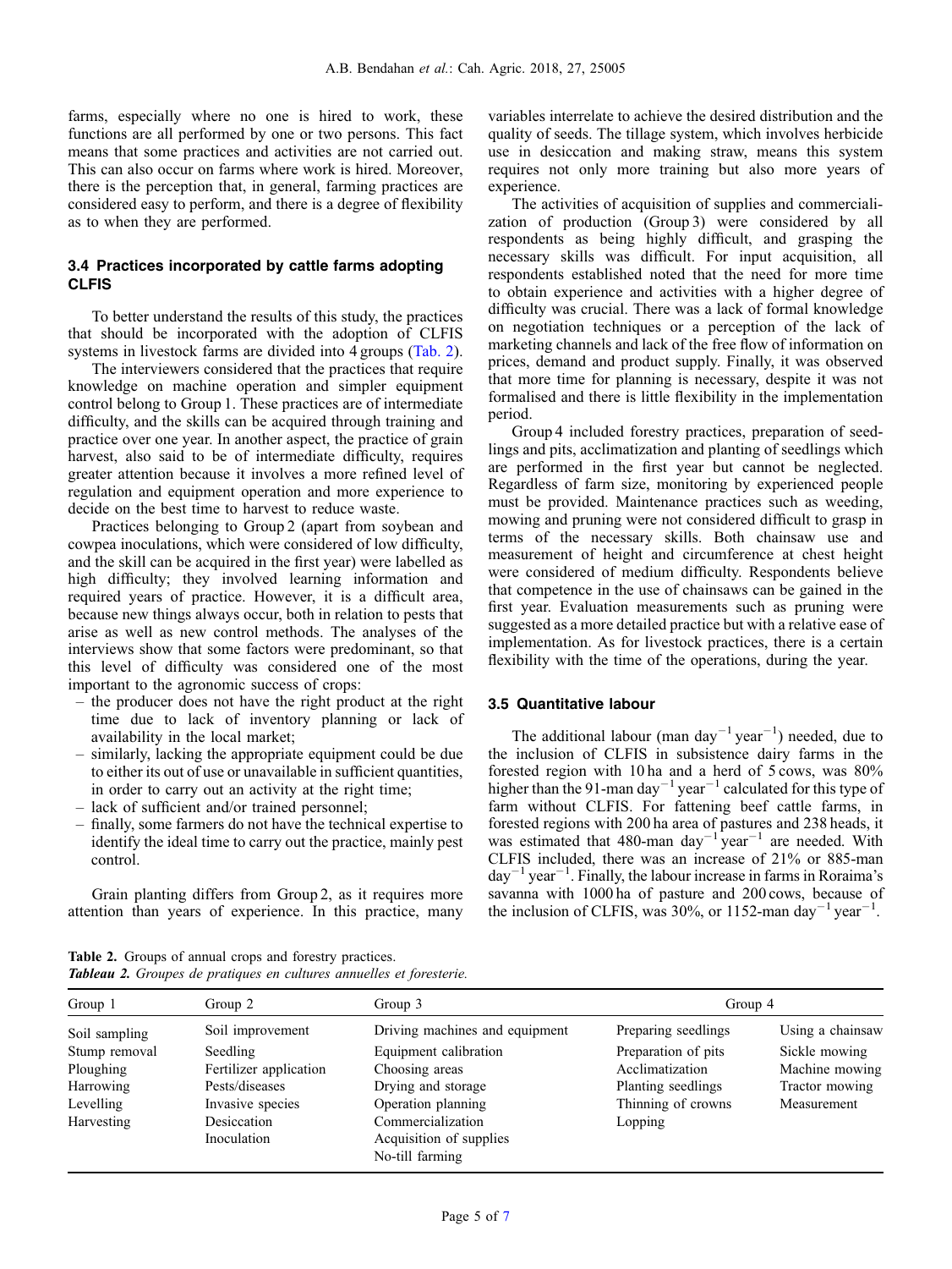farms, especially where no one is hired to work, these functions are all performed by one or two persons. This fact means that some practices and activities are not carried out. This can also occur on farms where work is hired. Moreover, there is the perception that, in general, farming practices are considered easy to perform, and there is a degree of flexibility as to when they are performed.

### 3.4 Practices incorporated by cattle farms adopting CLFIS

To better understand the results of this study, the practices that should be incorporated with the adoption of CLFIS systems in livestock farms are divided into 4 groups (Tab. 2).

The interviewers considered that the practices that require knowledge on machine operation and simpler equipment control belong to Group 1. These practices are of intermediate difficulty, and the skills can be acquired through training and practice over one year. In another aspect, the practice of grain harvest, also said to be of intermediate difficulty, requires greater attention because it involves a more refined level of regulation and equipment operation and more experience to decide on the best time to harvest to reduce waste.

Practices belonging to Group 2 (apart from soybean and cowpea inoculations, which were considered of low difficulty, and the skill can be acquired in the first year) were labelled as high difficulty; they involved learning information and required years of practice. However, it is a difficult area, because new things always occur, both in relation to pests that arise as well as new control methods. The analyses of the interviews show that some factors were predominant, so that this level of difficulty was considered one of the most important to the agronomic success of crops:

- the producer does not have the right product at the right time due to lack of inventory planning or lack of availability in the local market;
- similarly, lacking the appropriate equipment could be due to either its out of use or unavailable in sufficient quantities, in order to carry out an activity at the right time;
- lack of sufficient and/or trained personnel;
- finally, some farmers do not have the technical expertise to identify the ideal time to carry out the practice, mainly pest control.

Grain planting differs from Group 2, as it requires more attention than years of experience. In this practice, many variables interrelate to achieve the desired distribution and the quality of seeds. The tillage system, which involves herbicide use in desiccation and making straw, means this system requires not only more training but also more years of experience.

The activities of acquisition of supplies and commercialization of production (Group 3) were considered by all respondents as being highly difficult, and grasping the necessary skills was difficult. For input acquisition, all respondents established noted that the need for more time to obtain experience and activities with a higher degree of difficulty was crucial. There was a lack of formal knowledge on negotiation techniques or a perception of the lack of marketing channels and lack of the free flow of information on prices, demand and product supply. Finally, it was observed that more time for planning is necessary, despite it was not formalised and there is little flexibility in the implementation period.

Group 4 included forestry practices, preparation of seedlings and pits, acclimatization and planting of seedlings which are performed in the first year but cannot be neglected. Regardless of farm size, monitoring by experienced people must be provided. Maintenance practices such as weeding, mowing and pruning were not considered difficult to grasp in terms of the necessary skills. Both chainsaw use and measurement of height and circumference at chest height were considered of medium difficulty. Respondents believe that competence in the use of chainsaws can be gained in the first year. Evaluation measurements such as pruning were suggested as a more detailed practice but with a relative ease of implementation. As for livestock practices, there is a certain flexibility with the time of the operations, during the year.

### 3.5 Quantitative labour

The additional labour (man $day^{-1}$ $year^{-1}$) needed, due to the inclusion of CLFIS in subsistence dairy farms in the forested region with 10 ha and a herd of 5 cows, was 80% higher than the 91-man $day^{-1}$ $year^{-1}$ calculated for this type of farm without CLFIS. For fattening beef cattle farms, in forested regions with 200 ha area of pastures and 238 heads, it was estimated that 480-man $day^{-1}$ $year^{-1}$ are needed. With CLFIS included, there was an increase of 21% or 885-man $day^{-1}$ $year^{-1}$. Finally, the labour increase in farms in Roraima's savanna with 1000 ha of pasture and 200 cows, because of the inclusion of CLFIS, was 30%, or 1152-man $day^{-1}$ $year^{-1}$.

**Table 2.** Groups of annual crops and forestry practices.
***Tableau 2.*** *Groupes de pratiques en cultures annuelles et foresterie.*

| Group 1 | Group 2 | Group 3 | Group 4 | |
|---|---|---|---|---|
| Soil sampling | Soil improvement | Driving machines and equipment | Preparing seedlings | Using a chainsaw |
| Stump removal | Seedling | Equipment calibration | Preparation of pits | Sickle mowing |
| Ploughing | Fertilizer application | Choosing areas | Acclimatization | Machine mowing |
| Harrowing | Pests/diseases | Drying and storage | Planting seedlings | Tractor mowing |
| Levelling | Invasive species | Operation planning | Thinning of crowns | Measurement |
| Harvesting | Desiccation | Commercialization | Lopping | |
| | Inoculation | Acquisition of supplies | | |
| | | No-till farming | | |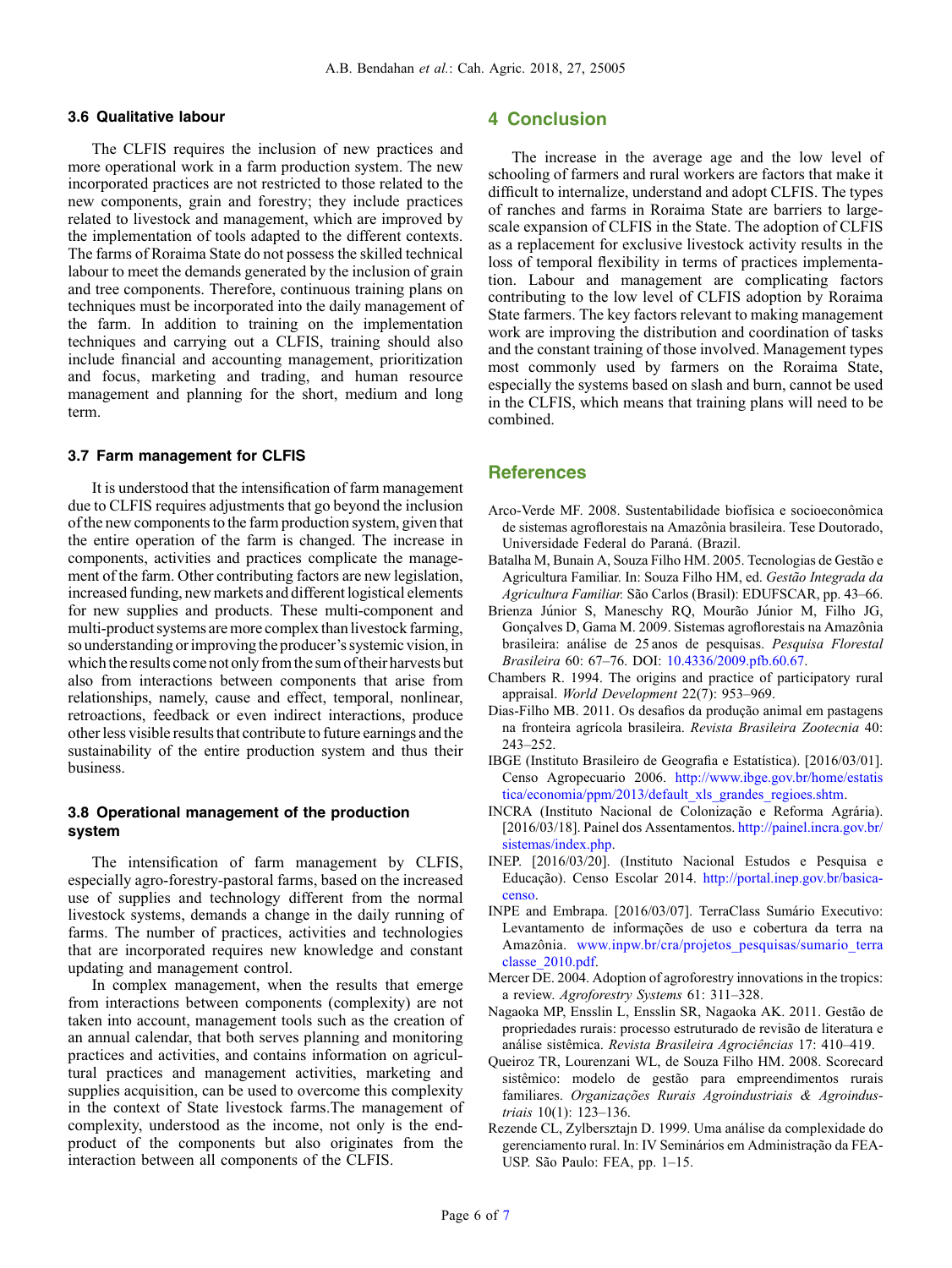### 3.6 Qualitative labour

The CLFIS requires the inclusion of new practices and more operational work in a farm production system. The new incorporated practices are not restricted to those related to the new components, grain and forestry; they include practices related to livestock and management, which are improved by the implementation of tools adapted to the different contexts. The farms of Roraima State do not possess the skilled technical labour to meet the demands generated by the inclusion of grain and tree components. Therefore, continuous training plans on techniques must be incorporated into the daily management of the farm. In addition to training on the implementation techniques and carrying out a CLFIS, training should also include financial and accounting management, prioritization and focus, marketing and trading, and human resource management and planning for the short, medium and long term.

### 3.7 Farm management for CLFIS

It is understood that the intensification of farm management due to CLFIS requires adjustments that go beyond the inclusion of the new components to the farm production system, given that the entire operation of the farm is changed. The increase in components, activities and practices complicate the management of the farm. Other contributing factors are new legislation, increased funding, new markets and different logistical elements for new supplies and products. These multi-component and multi-product systems are more complex than livestock farming, so understanding or improving the producer's systemic vision, in which the results come not only from the sum of their harvests but also from interactions between components that arise from relationships, namely, cause and effect, temporal, nonlinear, retroactions, feedback or even indirect interactions, produce other less visible results that contribute to future earnings and the sustainability of the entire production system and thus their business.

### 3.8 Operational management of the production system

The intensification of farm management by CLFIS, especially agro-forestry-pastoral farms, based on the increased use of supplies and technology different from the normal livestock systems, demands a change in the daily running of farms. The number of practices, activities and technologies that are incorporated requires new knowledge and constant updating and management control.

In complex management, when the results that emerge from interactions between components (complexity) are not taken into account, management tools such as the creation of an annual calendar, that both serves planning and monitoring practices and activities, and contains information on agricultural practices and management activities, marketing and supplies acquisition, can be used to overcome this complexity in the context of State livestock farms.The management of complexity, understood as the income, not only is the end-product of the components but also originates from the interaction between all components of the CLFIS.

## 4 Conclusion

The increase in the average age and the low level of schooling of farmers and rural workers are factors that make it difficult to internalize, understand and adopt CLFIS. The types of ranches and farms in Roraima State are barriers to large-scale expansion of CLFIS in the State. The adoption of CLFIS as a replacement for exclusive livestock activity results in the loss of temporal flexibility in terms of practices implementation. Labour and management are complicating factors contributing to the low level of CLFIS adoption by Roraima State farmers. The key factors relevant to making management work are improving the distribution and coordination of tasks and the constant training of those involved. Management types most commonly used by farmers on the Roraima State, especially the systems based on slash and burn, cannot be used in the CLFIS, which means that training plans will need to be combined.

## References

Arco-Verde MF. 2008. Sustentabilidade biofísica e socioeconômica de sistemas agroflorestais na Amazônia brasileira. Tese Doutorado, Universidade Federal do Paraná. (Brazil.

Batalha M, Bunain A, Souza Filho HM. 2005. Tecnologias de Gestão e Agricultura Familiar. In: Souza Filho HM, ed. *Gestão Integrada da Agricultura Familiar.* São Carlos (Brasil): EDUFSCAR, pp. 43–66.

Brienza Júnior S, Maneschy RQ, Mourão Júnior M, Filho JG, Gonçalves D, Gama M. 2009. Sistemas agroflorestais na Amazônia brasileira: análise de 25 anos de pesquisas. *Pesquisa Florestal Brasileira* 60: 67–76. DOI: 10.4336/2009.pfb.60.67.

Chambers R. 1994. The origins and practice of participatory rural appraisal. *World Development* 22(7): 953–969.

Dias-Filho MB. 2011. Os desafios da produção animal em pastagens na fronteira agrícola brasileira. *Revista Brasileira Zootecnia* 40: 243–252.

IBGE (Instituto Brasileiro de Geografia e Estatística). [2016/03/01]. Censo Agropecuario 2006. http://www.ibge.gov.br/home/estatistica/economia/ppm/2013/default_xls_grandes_regioes.shtm.

INCRA (Instituto Nacional de Colonização e Reforma Agrária). [2016/03/18]. Painel dos Assentamentos. http://painel.incra.gov.br/sistemas/index.php.

INEP. [2016/03/20]. (Instituto Nacional Estudos e Pesquisa e Educação). Censo Escolar 2014. http://portal.inep.gov.br/basica-censo.

INPE and Embrapa. [2016/03/07]. TerraClass Sumário Executivo: Levantamento de informações de uso e cobertura da terra na Amazônia. www.inpw.br/cra/projetos_pesquisas/sumario_terraclasse_2010.pdf.

Mercer DE. 2004. Adoption of agroforestry innovations in the tropics: a review. *Agroforestry Systems* 61: 311–328.

Nagaoka MP, Ensslin L, Ensslin SR, Nagaoka AK. 2011. Gestão de propriedades rurais: processo estruturado de revisão de literatura e análise sistêmica. *Revista Brasileira Agrociências* 17: 410–419.

Queiroz TR, Lourenzani WL, de Souza Filho HM. 2008. Scorecard sistêmico: modelo de gestão para empreendimentos rurais familiares. *Organizações Rurais Agroindustriais & Agroindustriais* 10(1): 123–136.

Rezende CL, Zylbersztajn D. 1999. Uma análise da complexidade do gerenciamento rural. In: IV Seminários em Administração da FEA-USP. São Paulo: FEA, pp. 1–15.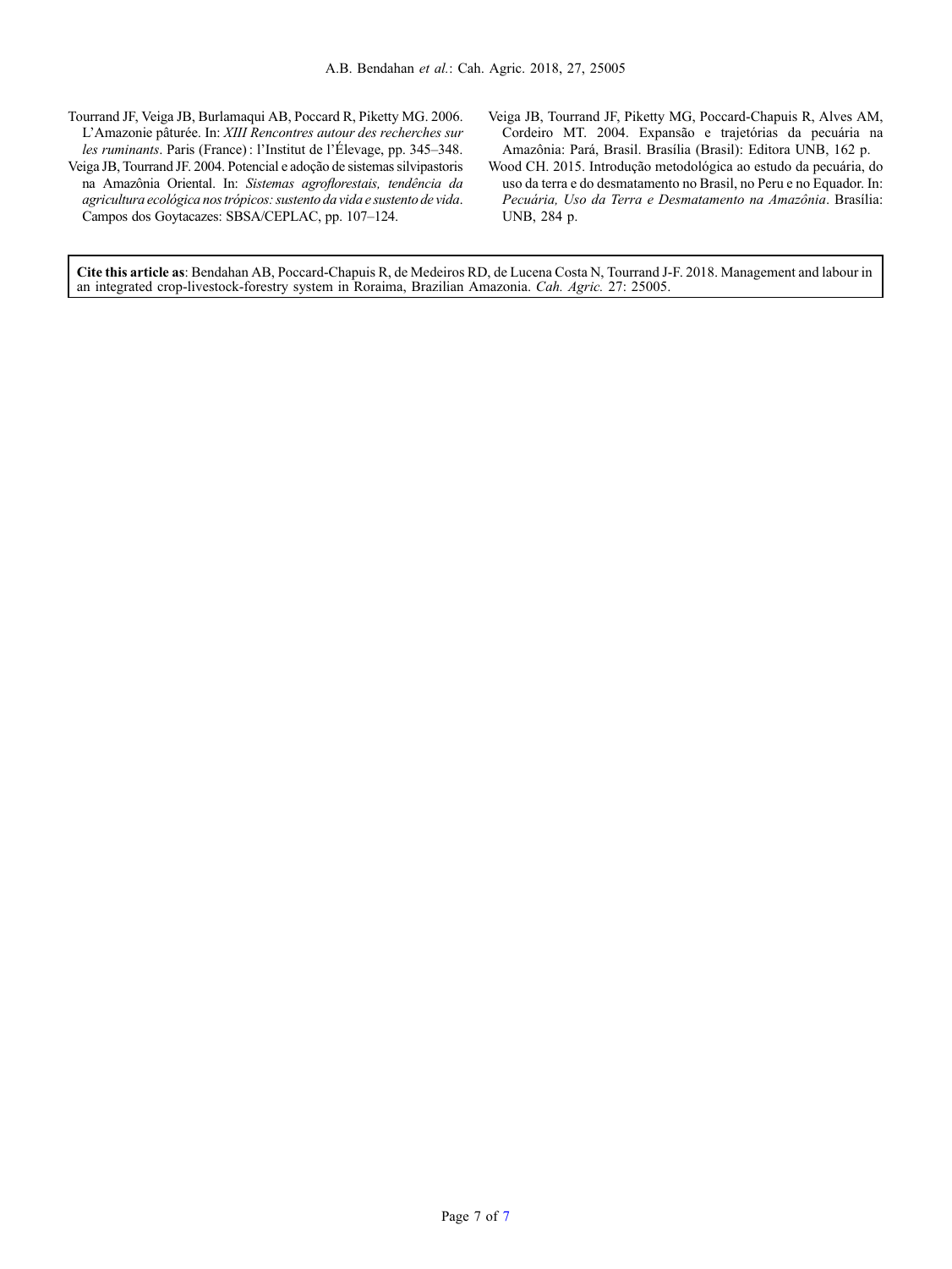Tourrand JF, Veiga JB, Burlamaqui AB, Poccard R, Piketty MG. 2006. L'Amazonie pâturée. In: *XIII Rencontres autour des recherches sur les ruminants*. Paris (France) : l'Institut de l'Élevage, pp. 345–348.

Veiga JB, Tourrand JF. 2004. Potencial e adoção de sistemas silvipastoris na Amazônia Oriental. In: *Sistemas agroflorestais, tendência da agricultura ecológica nos trópicos: sustento da vida e sustento de vida*. Campos dos Goytacazes: SBSA/CEPLAC, pp. 107–124.

Veiga JB, Tourrand JF, Piketty MG, Poccard-Chapuis R, Alves AM, Cordeiro MT. 2004. Expansão e trajetórias da pecuária na Amazônia: Pará, Brasil. Brasília (Brasil): Editora UNB, 162 p.

Wood CH. 2015. Introdução metodológica ao estudo da pecuária, do uso da terra e do desmatamento no Brasil, no Peru e no Equador. In: *Pecuária, Uso da Terra e Desmatamento na Amazônia*. Brasília: UNB, 284 p.

**Cite this article as**: Bendahan AB, Poccard-Chapuis R, de Medeiros RD, de Lucena Costa N, Tourrand J-F. 2018. Management and labour in an integrated crop-livestock-forestry system in Roraima, Brazilian Amazonia. *Cah. Agric.* 27: 25005.